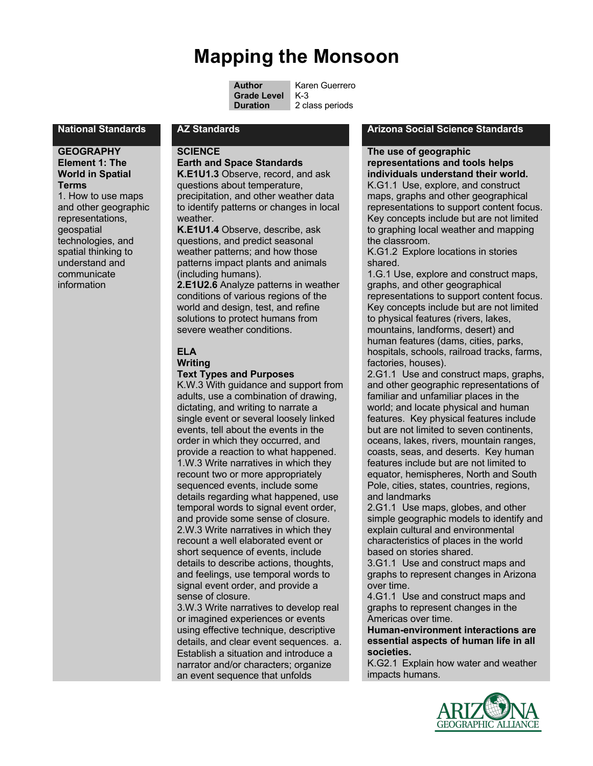# Mapping the Monsoon

| | |
|---|---|
| **Author** | Karen Guerrero |
| **Grade Level** | K-3 |
| **Duration** | 2 class periods |

## National Standards

**GEOGRAPHY**
**Element 1: The World in Spatial Terms**
1. How to use maps and other geographic representations, geospatial technologies, and spatial thinking to understand and communicate information

## AZ Standards

**SCIENCE**
**Earth and Space Standards**
**K.E1U1.3** Observe, record, and ask questions about temperature, precipitation, and other weather data to identify patterns or changes in local weather.
**K.E1U1.4** Observe, describe, ask questions, and predict seasonal weather patterns; and how those patterns impact plants and animals (including humans).
**2.E1U2.6** Analyze patterns in weather conditions of various regions of the world and design, test, and refine solutions to protect humans from severe weather conditions.

**ELA**
**Writing**
**Text Types and Purposes**
K.W.3 With guidance and support from adults, use a combination of drawing, dictating, and writing to narrate a single event or several loosely linked events, tell about the events in the order in which they occurred, and provide a reaction to what happened.
1.W.3 Write narratives in which they recount two or more appropriately sequenced events, include some details regarding what happened, use temporal words to signal event order, and provide some sense of closure.
2.W.3 Write narratives in which they recount a well elaborated event or short sequence of events, include details to describe actions, thoughts, and feelings, use temporal words to signal event order, and provide a sense of closure.
3.W.3 Write narratives to develop real or imagined experiences or events using effective technique, descriptive details, and clear event sequences. a. Establish a situation and introduce a narrator and/or characters; organize an event sequence that unfolds

## Arizona Social Science Standards

**The use of geographic representations and tools helps individuals understand their world.**
K.G1.1 Use, explore, and construct maps, graphs and other geographical representations to support content focus. Key concepts include but are not limited to graphing local weather and mapping the classroom.
K.G1.2 Explore locations in stories shared.
1.G.1 Use, explore and construct maps, graphs, and other geographical representations to support content focus. Key concepts include but are not limited to physical features (rivers, lakes, mountains, landforms, desert) and human features (dams, cities, parks, hospitals, schools, railroad tracks, farms, factories, houses).
2.G1.1 Use and construct maps, graphs, and other geographic representations of familiar and unfamiliar places in the world; and locate physical and human features. Key physical features include but are not limited to seven continents, oceans, lakes, rivers, mountain ranges, coasts, seas, and deserts. Key human features include but are not limited to equator, hemispheres, North and South Pole, cities, states, countries, regions, and landmarks
2.G1.1 Use maps, globes, and other simple geographic models to identify and explain cultural and environmental characteristics of places in the world based on stories shared.
3.G1.1 Use and construct maps and graphs to represent changes in Arizona over time.
4.G1.1 Use and construct maps and graphs to represent changes in the Americas over time.
**Human-environment interactions are essential aspects of human life in all societies.**
K.G2.1 Explain how water and weather impacts humans.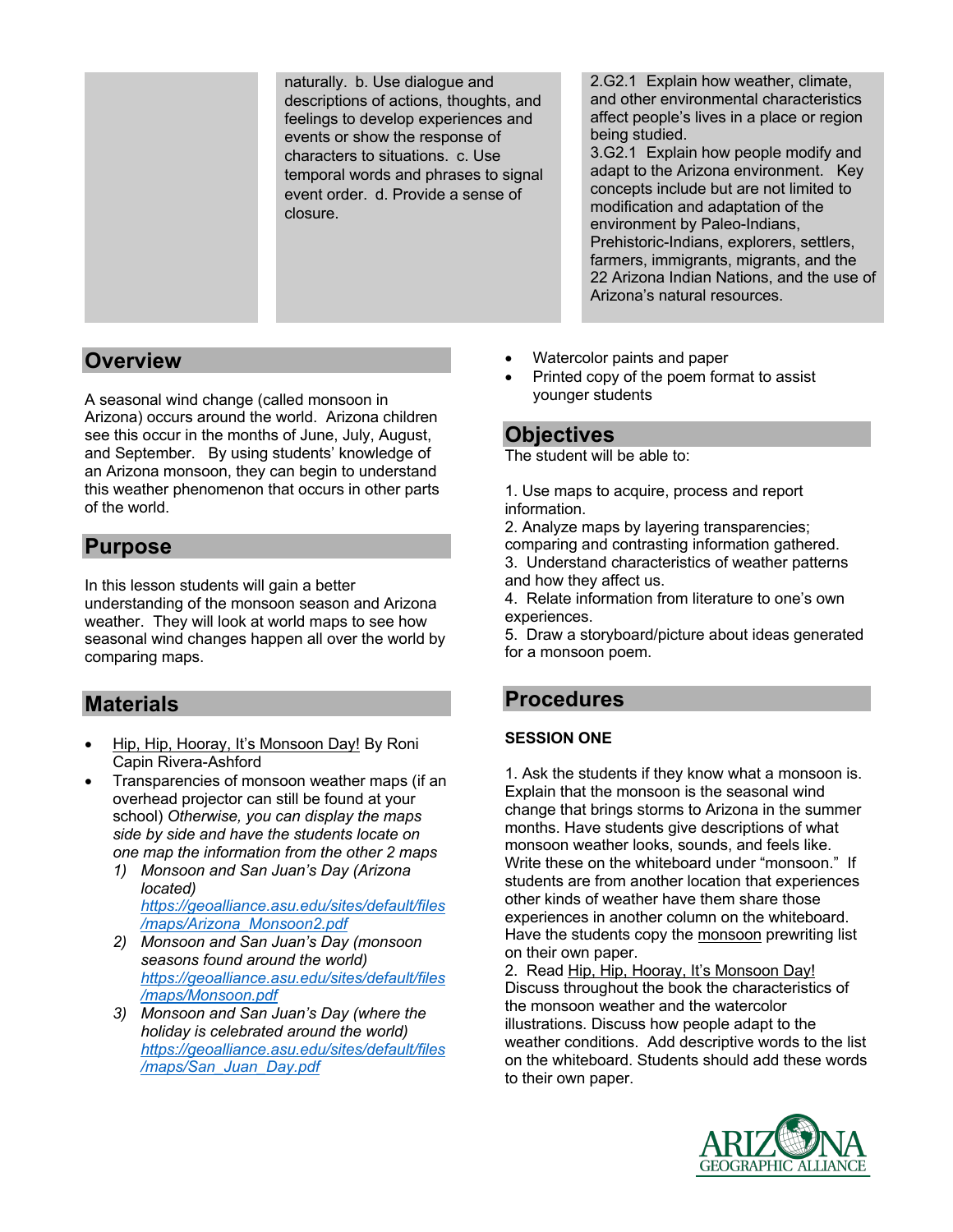| | naturally. b. Use dialogue and descriptions of actions, thoughts, and feelings to develop experiences and events or show the response of characters to situations. c. Use temporal words and phrases to signal event order. d. Provide a sense of closure. | 2.G2.1 Explain how weather, climate, and other environmental characteristics affect people's lives in a place or region being studied. 3.G2.1 Explain how people modify and adapt to the Arizona environment. Key concepts include but are not limited to modification and adaptation of the environment by Paleo-Indians, Prehistoric-Indians, explorers, settlers, farmers, immigrants, migrants, and the 22 Arizona Indian Nations, and the use of Arizona's natural resources. |
|---|---|---|

## Overview

A seasonal wind change (called monsoon in Arizona) occurs around the world. Arizona children see this occur in the months of June, July, August, and September. By using students' knowledge of an Arizona monsoon, they can begin to understand this weather phenomenon that occurs in other parts of the world.

## Purpose

In this lesson students will gain a better understanding of the monsoon season and Arizona weather. They will look at world maps to see how seasonal wind changes happen all over the world by comparing maps.

## Materials

- Hip, Hip, Hooray, It's Monsoon Day! By Roni Capin Rivera-Ashford
- Transparencies of monsoon weather maps (if an overhead projector can still be found at your school) *Otherwise, you can display the maps side by side and have the students locate on one map the information from the other 2 maps*
  1) *Monsoon and San Juan's Day (Arizona located)* https://geoalliance.asu.edu/sites/default/files/maps/Arizona_Monsoon2.pdf
  2) *Monsoon and San Juan's Day (monsoon seasons found around the world)* https://geoalliance.asu.edu/sites/default/files/maps/Monsoon.pdf
  3) *Monsoon and San Juan's Day (where the holiday is celebrated around the world)* https://geoalliance.asu.edu/sites/default/files/maps/San_Juan_Day.pdf
- Watercolor paints and paper
- Printed copy of the poem format to assist younger students

## Objectives

The student will be able to:

1. Use maps to acquire, process and report information.
2. Analyze maps by layering transparencies; comparing and contrasting information gathered.
3. Understand characteristics of weather patterns and how they affect us.
4. Relate information from literature to one's own experiences.
5. Draw a storyboard/picture about ideas generated for a monsoon poem.

## Procedures

**SESSION ONE**

1. Ask the students if they know what a monsoon is. Explain that the monsoon is the seasonal wind change that brings storms to Arizona in the summer months. Have students give descriptions of what monsoon weather looks, sounds, and feels like. Write these on the whiteboard under "monsoon." If students are from another location that experiences other kinds of weather have them share those experiences in another column on the whiteboard. Have the students copy the monsoon prewriting list on their own paper.
2. Read Hip, Hip, Hooray, It's Monsoon Day! Discuss throughout the book the characteristics of the monsoon weather and the watercolor illustrations. Discuss how people adapt to the weather conditions. Add descriptive words to the list on the whiteboard. Students should add these words to their own paper.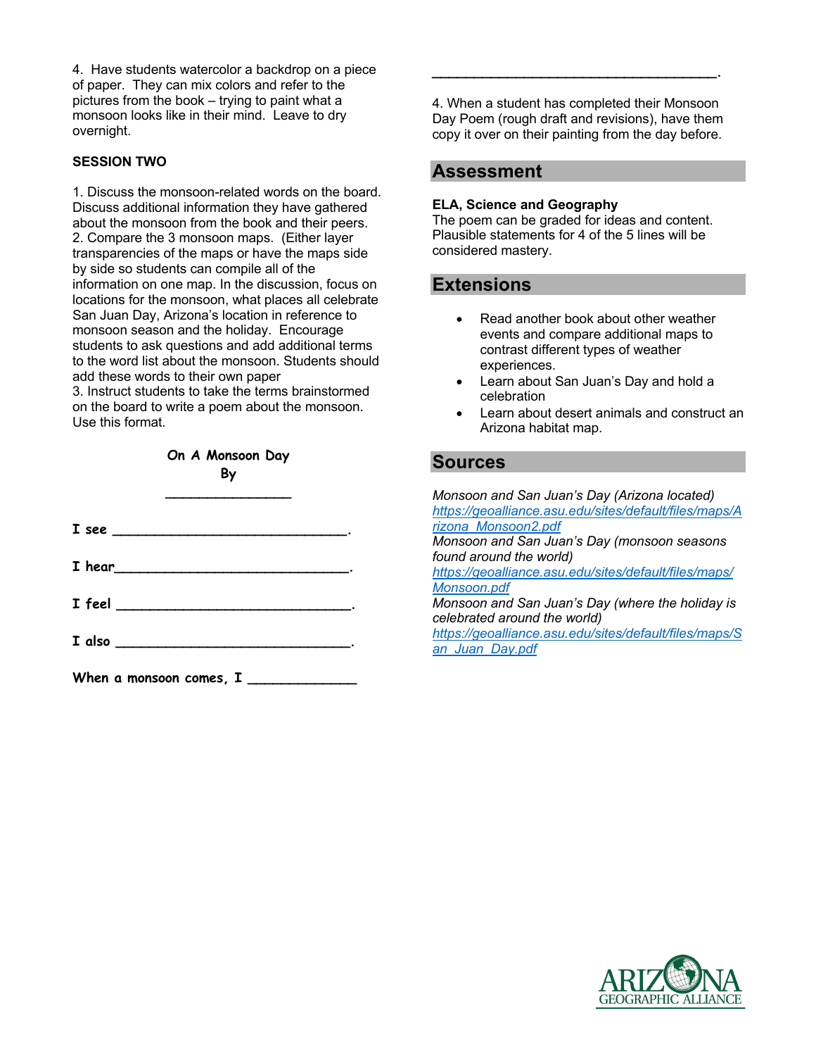4. Have students watercolor a backdrop on a piece of paper. They can mix colors and refer to the pictures from the book – trying to paint what a monsoon looks like in their mind. Leave to dry overnight.

**SESSION TWO**

1. Discuss the monsoon-related words on the board. Discuss additional information they have gathered about the monsoon from the book and their peers.
2. Compare the 3 monsoon maps. (Either layer transparencies of the maps or have the maps side by side so students can compile all of the information on one map. In the discussion, focus on locations for the monsoon, what places all celebrate San Juan Day, Arizona's location in reference to monsoon season and the holiday. Encourage students to ask questions and add additional terms to the word list about the monsoon. Students should add these words to their own paper
3. Instruct students to take the terms brainstormed on the board to write a poem about the monsoon. Use this format.

**On A Monsoon Day**
**By**
**_______________**

**I see** ______________________________.

**I hear**______________________________.

**I feel** ______________________________.

**I also** ______________________________.

**When a monsoon comes, I** _____________
______________________________________.

4. When a student has completed their Monsoon Day Poem (rough draft and revisions), have them copy it over on their painting from the day before.

## Assessment

**ELA, Science and Geography**
The poem can be graded for ideas and content. Plausible statements for 4 of the 5 lines will be considered mastery.

## Extensions

- Read another book about other weather events and compare additional maps to contrast different types of weather experiences.
- Learn about San Juan's Day and hold a celebration
- Learn about desert animals and construct an Arizona habitat map.

## Sources

*Monsoon and San Juan's Day (Arizona located)*
https://geoalliance.asu.edu/sites/default/files/maps/Arizona_Monsoon2.pdf
*Monsoon and San Juan's Day (monsoon seasons found around the world)*
https://geoalliance.asu.edu/sites/default/files/maps/Monsoon.pdf
*Monsoon and San Juan's Day (where the holiday is celebrated around the world)*
https://geoalliance.asu.edu/sites/default/files/maps/San_Juan_Day.pdf

ARIZONA GEOGRAPHIC ALLIANCE